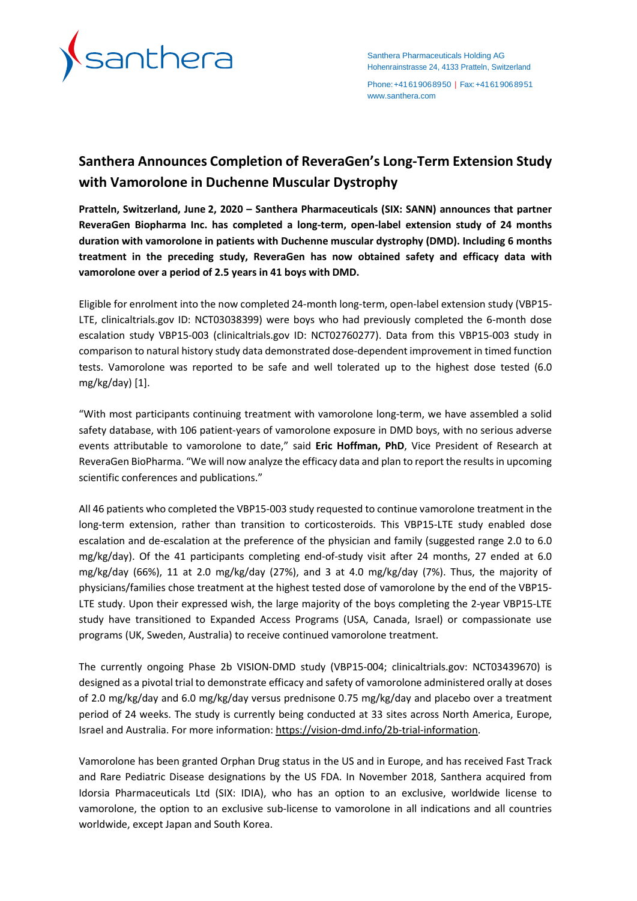Santhera Pharmaceuticals Holding AG
Hohenrainstrasse 24, 4133 Pratteln, Switzerland

Phone: +41 61 906 89 50 | Fax: +41 61 906 89 51
www.santhera.com

# Santhera Announces Completion of ReveraGen's Long-Term Extension Study with Vamorolone in Duchenne Muscular Dystrophy

**Pratteln, Switzerland, June 2, 2020 – Santhera Pharmaceuticals (SIX: SANN) announces that partner ReveraGen Biopharma Inc. has completed a long-term, open-label extension study of 24 months duration with vamorolone in patients with Duchenne muscular dystrophy (DMD). Including 6 months treatment in the preceding study, ReveraGen has now obtained safety and efficacy data with vamorolone over a period of 2.5 years in 41 boys with DMD.**

Eligible for enrolment into the now completed 24-month long-term, open-label extension study (VBP15-LTE, clinicaltrials.gov ID: NCT03038399) were boys who had previously completed the 6-month dose escalation study VBP15-003 (clinicaltrials.gov ID: NCT02760277). Data from this VBP15-003 study in comparison to natural history study data demonstrated dose-dependent improvement in timed function tests. Vamorolone was reported to be safe and well tolerated up to the highest dose tested (6.0 mg/kg/day) [1].

"With most participants continuing treatment with vamorolone long-term, we have assembled a solid safety database, with 106 patient-years of vamorolone exposure in DMD boys, with no serious adverse events attributable to vamorolone to date," said **Eric Hoffman, PhD**, Vice President of Research at ReveraGen BioPharma. "We will now analyze the efficacy data and plan to report the results in upcoming scientific conferences and publications."

All 46 patients who completed the VBP15-003 study requested to continue vamorolone treatment in the long-term extension, rather than transition to corticosteroids. This VBP15-LTE study enabled dose escalation and de-escalation at the preference of the physician and family (suggested range 2.0 to 6.0 mg/kg/day). Of the 41 participants completing end-of-study visit after 24 months, 27 ended at 6.0 mg/kg/day (66%), 11 at 2.0 mg/kg/day (27%), and 3 at 4.0 mg/kg/day (7%). Thus, the majority of physicians/families chose treatment at the highest tested dose of vamorolone by the end of the VBP15-LTE study. Upon their expressed wish, the large majority of the boys completing the 2-year VBP15-LTE study have transitioned to Expanded Access Programs (USA, Canada, Israel) or compassionate use programs (UK, Sweden, Australia) to receive continued vamorolone treatment.

The currently ongoing Phase 2b VISION-DMD study (VBP15-004; clinicaltrials.gov: NCT03439670) is designed as a pivotal trial to demonstrate efficacy and safety of vamorolone administered orally at doses of 2.0 mg/kg/day and 6.0 mg/kg/day versus prednisone 0.75 mg/kg/day and placebo over a treatment period of 24 weeks. The study is currently being conducted at 33 sites across North America, Europe, Israel and Australia. For more information: https://vision-dmd.info/2b-trial-information.

Vamorolone has been granted Orphan Drug status in the US and in Europe, and has received Fast Track and Rare Pediatric Disease designations by the US FDA. In November 2018, Santhera acquired from Idorsia Pharmaceuticals Ltd (SIX: IDIA), who has an option to an exclusive, worldwide license to vamorolone, the option to an exclusive sub-license to vamorolone in all indications and all countries worldwide, except Japan and South Korea.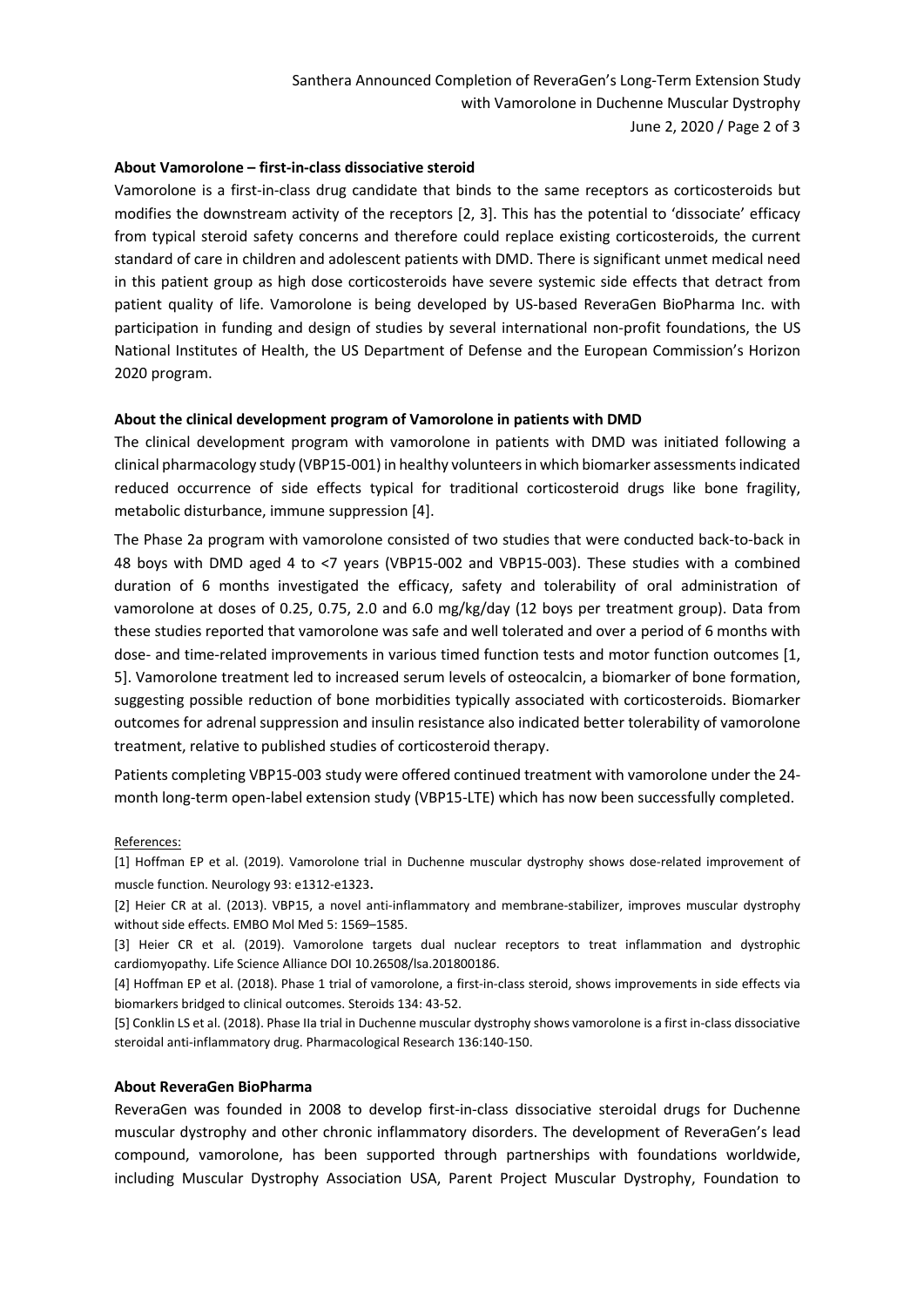## About Vamorolone – first-in-class dissociative steroid

Vamorolone is a first-in-class drug candidate that binds to the same receptors as corticosteroids but modifies the downstream activity of the receptors [2, 3]. This has the potential to 'dissociate' efficacy from typical steroid safety concerns and therefore could replace existing corticosteroids, the current standard of care in children and adolescent patients with DMD. There is significant unmet medical need in this patient group as high dose corticosteroids have severe systemic side effects that detract from patient quality of life. Vamorolone is being developed by US-based ReveraGen BioPharma Inc. with participation in funding and design of studies by several international non-profit foundations, the US National Institutes of Health, the US Department of Defense and the European Commission's Horizon 2020 program.

## About the clinical development program of Vamorolone in patients with DMD

The clinical development program with vamorolone in patients with DMD was initiated following a clinical pharmacology study (VBP15-001) in healthy volunteers in which biomarker assessments indicated reduced occurrence of side effects typical for traditional corticosteroid drugs like bone fragility, metabolic disturbance, immune suppression [4].

The Phase 2a program with vamorolone consisted of two studies that were conducted back-to-back in 48 boys with DMD aged 4 to <7 years (VBP15-002 and VBP15-003). These studies with a combined duration of 6 months investigated the efficacy, safety and tolerability of oral administration of vamorolone at doses of 0.25, 0.75, 2.0 and 6.0 mg/kg/day (12 boys per treatment group). Data from these studies reported that vamorolone was safe and well tolerated and over a period of 6 months with dose- and time-related improvements in various timed function tests and motor function outcomes [1, 5]. Vamorolone treatment led to increased serum levels of osteocalcin, a biomarker of bone formation, suggesting possible reduction of bone morbidities typically associated with corticosteroids. Biomarker outcomes for adrenal suppression and insulin resistance also indicated better tolerability of vamorolone treatment, relative to published studies of corticosteroid therapy.

Patients completing VBP15-003 study were offered continued treatment with vamorolone under the 24-month long-term open-label extension study (VBP15-LTE) which has now been successfully completed.

References:

[1] Hoffman EP et al. (2019). Vamorolone trial in Duchenne muscular dystrophy shows dose-related improvement of muscle function. Neurology 93: e1312-e1323.

[2] Heier CR at al. (2013). VBP15, a novel anti-inflammatory and membrane-stabilizer, improves muscular dystrophy without side effects. EMBO Mol Med 5: 1569–1585.

[3] Heier CR et al. (2019). Vamorolone targets dual nuclear receptors to treat inflammation and dystrophic cardiomyopathy. Life Science Alliance DOI 10.26508/lsa.201800186.

[4] Hoffman EP et al. (2018). Phase 1 trial of vamorolone, a first-in-class steroid, shows improvements in side effects via biomarkers bridged to clinical outcomes. Steroids 134: 43-52.

[5] Conklin LS et al. (2018). Phase IIa trial in Duchenne muscular dystrophy shows vamorolone is a first in-class dissociative steroidal anti-inflammatory drug. Pharmacological Research 136:140-150.

## About ReveraGen BioPharma

ReveraGen was founded in 2008 to develop first-in-class dissociative steroidal drugs for Duchenne muscular dystrophy and other chronic inflammatory disorders. The development of ReveraGen's lead compound, vamorolone, has been supported through partnerships with foundations worldwide, including Muscular Dystrophy Association USA, Parent Project Muscular Dystrophy, Foundation to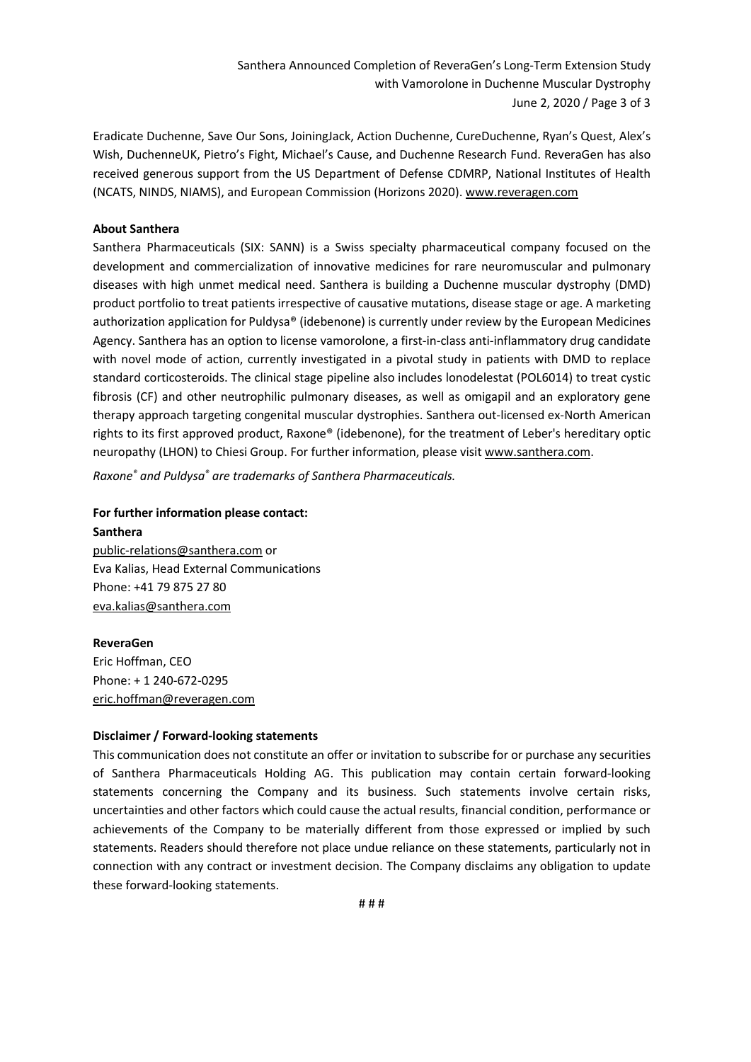Eradicate Duchenne, Save Our Sons, JoiningJack, Action Duchenne, CureDuchenne, Ryan's Quest, Alex's Wish, DuchenneUK, Pietro's Fight, Michael's Cause, and Duchenne Research Fund. ReveraGen has also received generous support from the US Department of Defense CDMRP, National Institutes of Health (NCATS, NINDS, NIAMS), and European Commission (Horizons 2020). www.reveragen.com

**About Santhera**

Santhera Pharmaceuticals (SIX: SANN) is a Swiss specialty pharmaceutical company focused on the development and commercialization of innovative medicines for rare neuromuscular and pulmonary diseases with high unmet medical need. Santhera is building a Duchenne muscular dystrophy (DMD) product portfolio to treat patients irrespective of causative mutations, disease stage or age. A marketing authorization application for Puldysa® (idebenone) is currently under review by the European Medicines Agency. Santhera has an option to license vamorolone, a first-in-class anti-inflammatory drug candidate with novel mode of action, currently investigated in a pivotal study in patients with DMD to replace standard corticosteroids. The clinical stage pipeline also includes lonodelestat (POL6014) to treat cystic fibrosis (CF) and other neutrophilic pulmonary diseases, as well as omigapil and an exploratory gene therapy approach targeting congenital muscular dystrophies. Santhera out-licensed ex-North American rights to its first approved product, Raxone® (idebenone), for the treatment of Leber's hereditary optic neuropathy (LHON) to Chiesi Group. For further information, please visit www.santhera.com.

*Raxone® and Puldysa® are trademarks of Santhera Pharmaceuticals.*

**For further information please contact:**

**Santhera**

public-relations@santhera.com or
Eva Kalias, Head External Communications
Phone: +41 79 875 27 80
eva.kalias@santhera.com

**ReveraGen**

Eric Hoffman, CEO
Phone: + 1 240-672-0295
eric.hoffman@reveragen.com

**Disclaimer / Forward-looking statements**

This communication does not constitute an offer or invitation to subscribe for or purchase any securities of Santhera Pharmaceuticals Holding AG. This publication may contain certain forward-looking statements concerning the Company and its business. Such statements involve certain risks, uncertainties and other factors which could cause the actual results, financial condition, performance or achievements of the Company to be materially different from those expressed or implied by such statements. Readers should therefore not place undue reliance on these statements, particularly not in connection with any contract or investment decision. The Company disclaims any obligation to update these forward-looking statements.

# # #